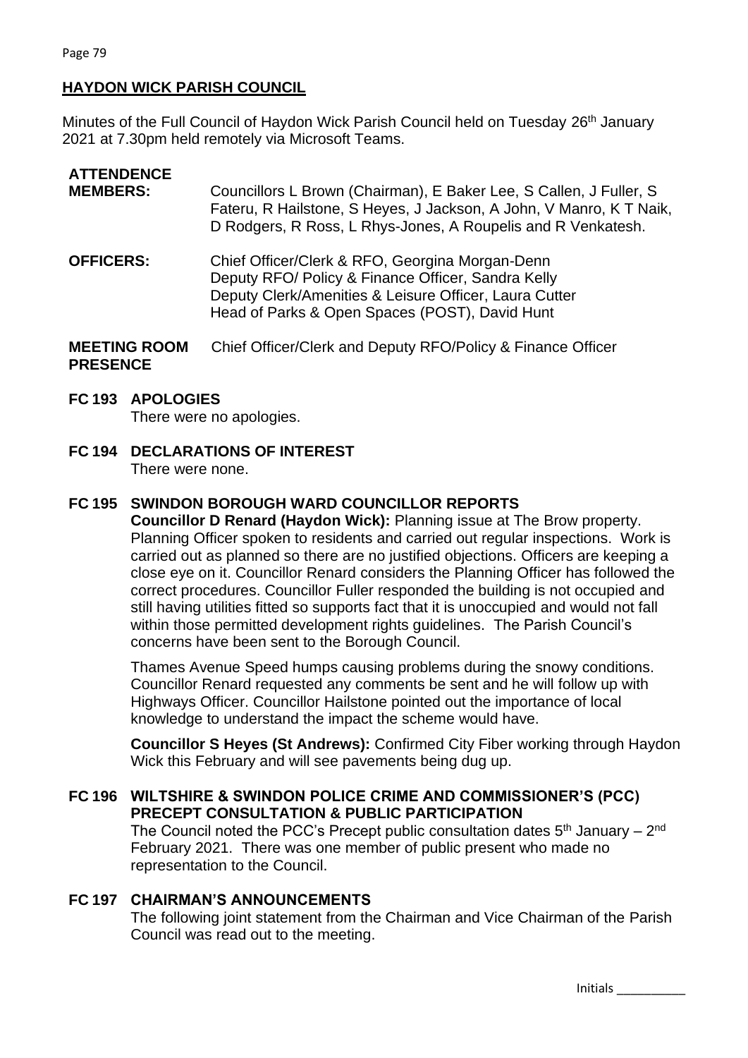## HAYDON WICK PARISH COUNCIL

Minutes of the Full Council of Haydon Wick Parish Council held on Tuesday 26th January 2021 at 7.30pm held remotely via Microsoft Teams.

**ATTENDENCE**

**MEMBERS:** Councillors L Brown (Chairman), E Baker Lee, S Callen, J Fuller, S Fateru, R Hailstone, S Heyes, J Jackson, A John, V Manro, K T Naik, D Rodgers, R Ross, L Rhys-Jones, A Roupelis and R Venkatesh.

**OFFICERS:** Chief Officer/Clerk & RFO, Georgina Morgan-Denn
Deputy RFO/ Policy & Finance Officer, Sandra Kelly
Deputy Clerk/Amenities & Leisure Officer, Laura Cutter
Head of Parks & Open Spaces (POST), David Hunt

**MEETING ROOM PRESENCE** Chief Officer/Clerk and Deputy RFO/Policy & Finance Officer

**FC 193 APOLOGIES**

There were no apologies.

**FC 194 DECLARATIONS OF INTEREST**

There were none.

**FC 195 SWINDON BOROUGH WARD COUNCILLOR REPORTS**

**Councillor D Renard (Haydon Wick):** Planning issue at The Brow property. Planning Officer spoken to residents and carried out regular inspections. Work is carried out as planned so there are no justified objections. Officers are keeping a close eye on it. Councillor Renard considers the Planning Officer has followed the correct procedures. Councillor Fuller responded the building is not occupied and still having utilities fitted so supports fact that it is unoccupied and would not fall within those permitted development rights guidelines. The Parish Council's concerns have been sent to the Borough Council.

Thames Avenue Speed humps causing problems during the snowy conditions. Councillor Renard requested any comments be sent and he will follow up with Highways Officer. Councillor Hailstone pointed out the importance of local knowledge to understand the impact the scheme would have.

**Councillor S Heyes (St Andrews):** Confirmed City Fiber working through Haydon Wick this February and will see pavements being dug up.

**FC 196 WILTSHIRE & SWINDON POLICE CRIME AND COMMISSIONER'S (PCC) PRECEPT CONSULTATION & PUBLIC PARTICIPATION**

The Council noted the PCC's Precept public consultation dates 5th January – 2nd February 2021. There was one member of public present who made no representation to the Council.

**FC 197 CHAIRMAN'S ANNOUNCEMENTS**

The following joint statement from the Chairman and Vice Chairman of the Parish Council was read out to the meeting.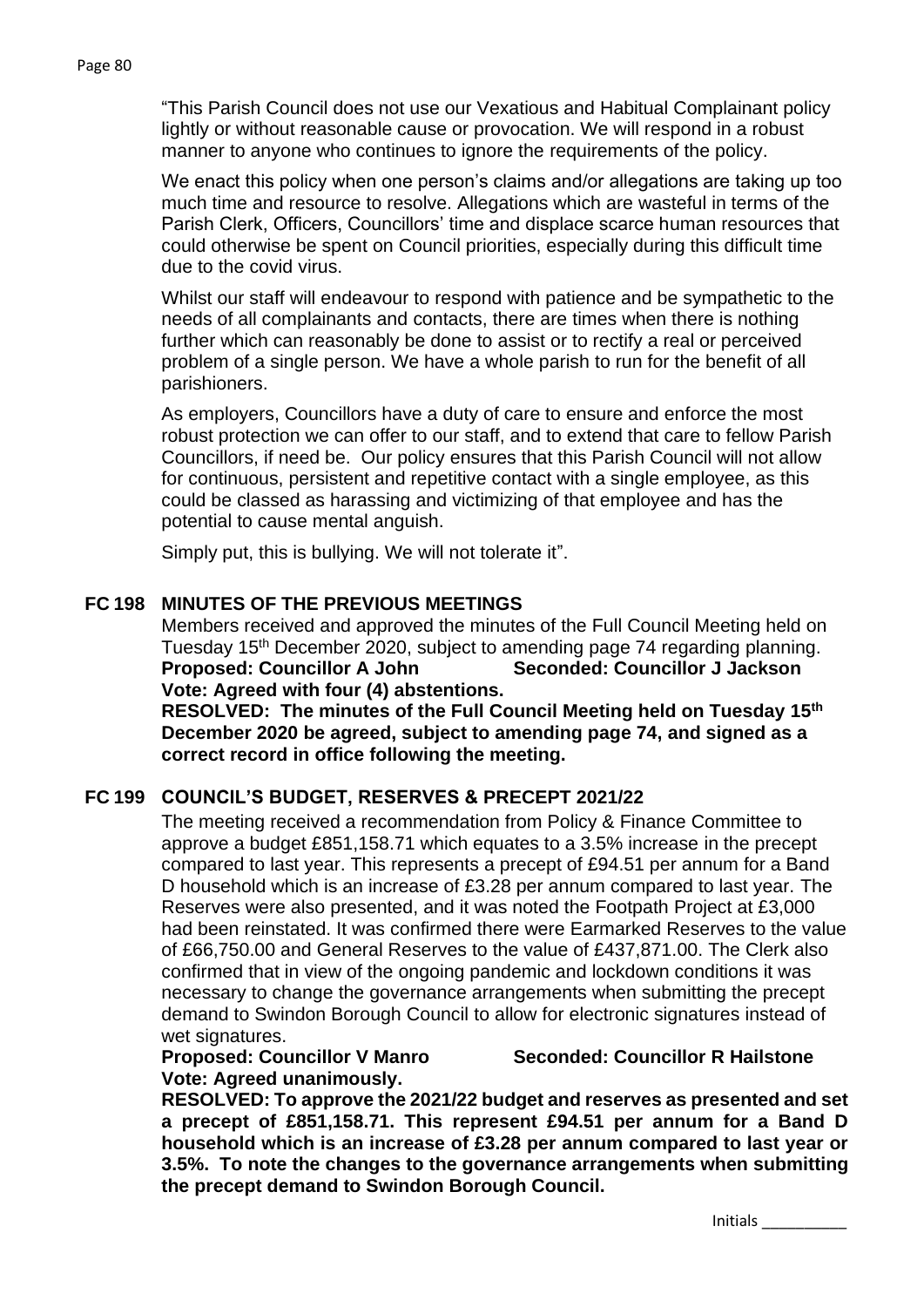"This Parish Council does not use our Vexatious and Habitual Complainant policy lightly or without reasonable cause or provocation. We will respond in a robust manner to anyone who continues to ignore the requirements of the policy.

We enact this policy when one person's claims and/or allegations are taking up too much time and resource to resolve. Allegations which are wasteful in terms of the Parish Clerk, Officers, Councillors' time and displace scarce human resources that could otherwise be spent on Council priorities, especially during this difficult time due to the covid virus.

Whilst our staff will endeavour to respond with patience and be sympathetic to the needs of all complainants and contacts, there are times when there is nothing further which can reasonably be done to assist or to rectify a real or perceived problem of a single person. We have a whole parish to run for the benefit of all parishioners.

As employers, Councillors have a duty of care to ensure and enforce the most robust protection we can offer to our staff, and to extend that care to fellow Parish Councillors, if need be. Our policy ensures that this Parish Council will not allow for continuous, persistent and repetitive contact with a single employee, as this could be classed as harassing and victimizing of that employee and has the potential to cause mental anguish.

Simply put, this is bullying. We will not tolerate it".

## FC 198 MINUTES OF THE PREVIOUS MEETINGS

Members received and approved the minutes of the Full Council Meeting held on Tuesday 15th December 2020, subject to amending page 74 regarding planning.

**Proposed: Councillor A John Seconded: Councillor J Jackson**
**Vote: Agreed with four (4) abstentions.**

**RESOLVED: The minutes of the Full Council Meeting held on Tuesday 15th December 2020 be agreed, subject to amending page 74, and signed as a correct record in office following the meeting.**

## FC 199 COUNCIL'S BUDGET, RESERVES & PRECEPT 2021/22

The meeting received a recommendation from Policy & Finance Committee to approve a budget £851,158.71 which equates to a 3.5% increase in the precept compared to last year. This represents a precept of £94.51 per annum for a Band D household which is an increase of £3.28 per annum compared to last year. The Reserves were also presented, and it was noted the Footpath Project at £3,000 had been reinstated. It was confirmed there were Earmarked Reserves to the value of £66,750.00 and General Reserves to the value of £437,871.00. The Clerk also confirmed that in view of the ongoing pandemic and lockdown conditions it was necessary to change the governance arrangements when submitting the precept demand to Swindon Borough Council to allow for electronic signatures instead of wet signatures.

**Proposed: Councillor V Manro Seconded: Councillor R Hailstone**
**Vote: Agreed unanimously.**

**RESOLVED: To approve the 2021/22 budget and reserves as presented and set a precept of £851,158.71. This represent £94.51 per annum for a Band D household which is an increase of £3.28 per annum compared to last year or 3.5%. To note the changes to the governance arrangements when submitting the precept demand to Swindon Borough Council.**

Initials __________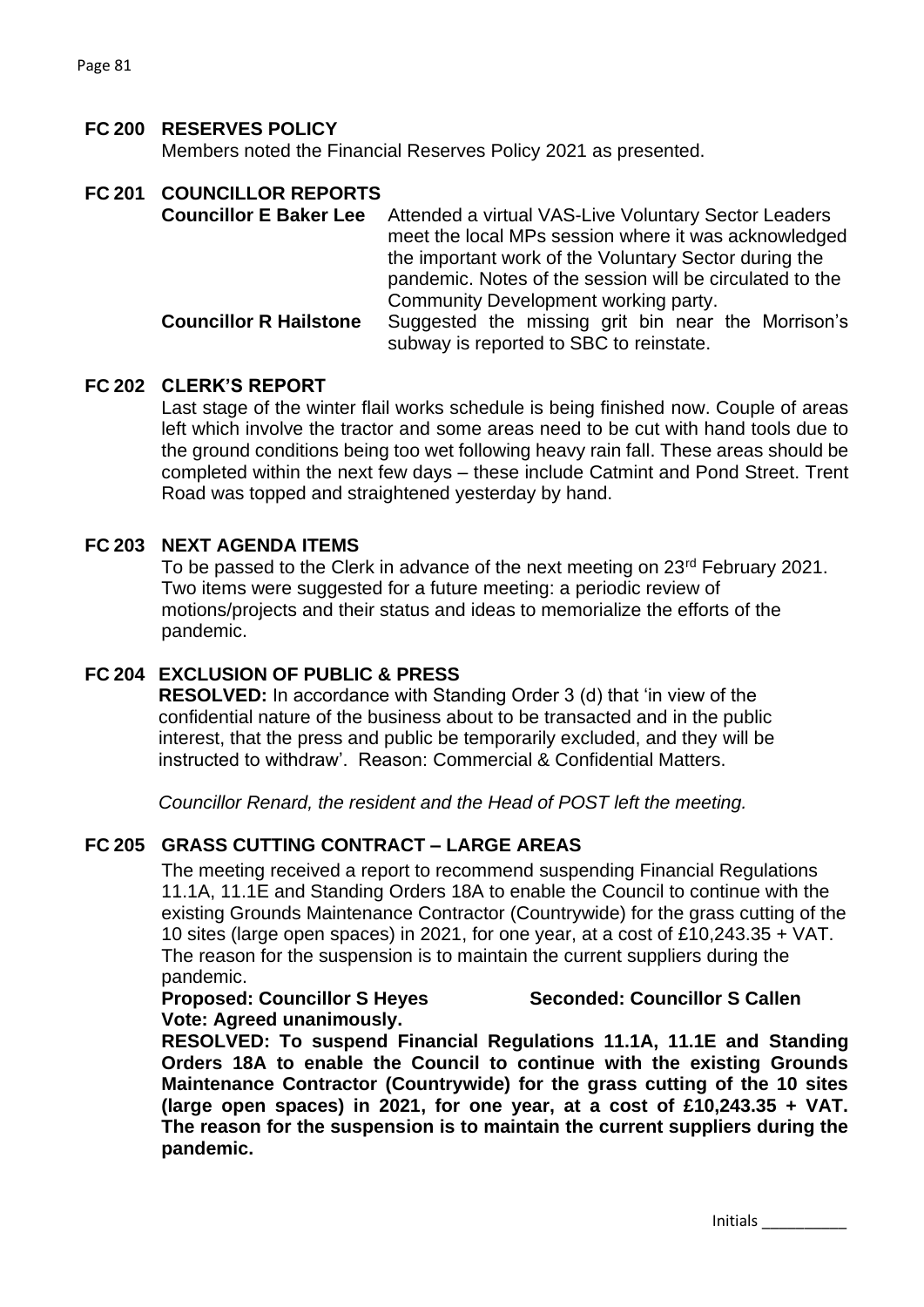## FC 200 RESERVES POLICY

Members noted the Financial Reserves Policy 2021 as presented.

## FC 201 COUNCILLOR REPORTS

**Councillor E Baker Lee** Attended a virtual VAS-Live Voluntary Sector Leaders meet the local MPs session where it was acknowledged the important work of the Voluntary Sector during the pandemic. Notes of the session will be circulated to the Community Development working party.

**Councillor R Hailstone** Suggested the missing grit bin near the Morrison's subway is reported to SBC to reinstate.

## FC 202 CLERK'S REPORT

Last stage of the winter flail works schedule is being finished now. Couple of areas left which involve the tractor and some areas need to be cut with hand tools due to the ground conditions being too wet following heavy rain fall. These areas should be completed within the next few days – these include Catmint and Pond Street. Trent Road was topped and straightened yesterday by hand.

## FC 203 NEXT AGENDA ITEMS

To be passed to the Clerk in advance of the next meeting on 23rd February 2021. Two items were suggested for a future meeting: a periodic review of motions/projects and their status and ideas to memorialize the efforts of the pandemic.

## FC 204 EXCLUSION OF PUBLIC & PRESS

**RESOLVED:** In accordance with Standing Order 3 (d) that 'in view of the confidential nature of the business about to be transacted and in the public interest, that the press and public be temporarily excluded, and they will be instructed to withdraw'. Reason: Commercial & Confidential Matters.

*Councillor Renard, the resident and the Head of POST left the meeting.*

## FC 205 GRASS CUTTING CONTRACT – LARGE AREAS

The meeting received a report to recommend suspending Financial Regulations 11.1A, 11.1E and Standing Orders 18A to enable the Council to continue with the existing Grounds Maintenance Contractor (Countrywide) for the grass cutting of the 10 sites (large open spaces) in 2021, for one year, at a cost of £10,243.35 + VAT. The reason for the suspension is to maintain the current suppliers during the pandemic.

**Proposed: Councillor S Heyes** **Seconded: Councillor S Callen**
**Vote: Agreed unanimously.**

**RESOLVED: To suspend Financial Regulations 11.1A, 11.1E and Standing Orders 18A to enable the Council to continue with the existing Grounds Maintenance Contractor (Countrywide) for the grass cutting of the 10 sites (large open spaces) in 2021, for one year, at a cost of £10,243.35 + VAT. The reason for the suspension is to maintain the current suppliers during the pandemic.**

Initials __________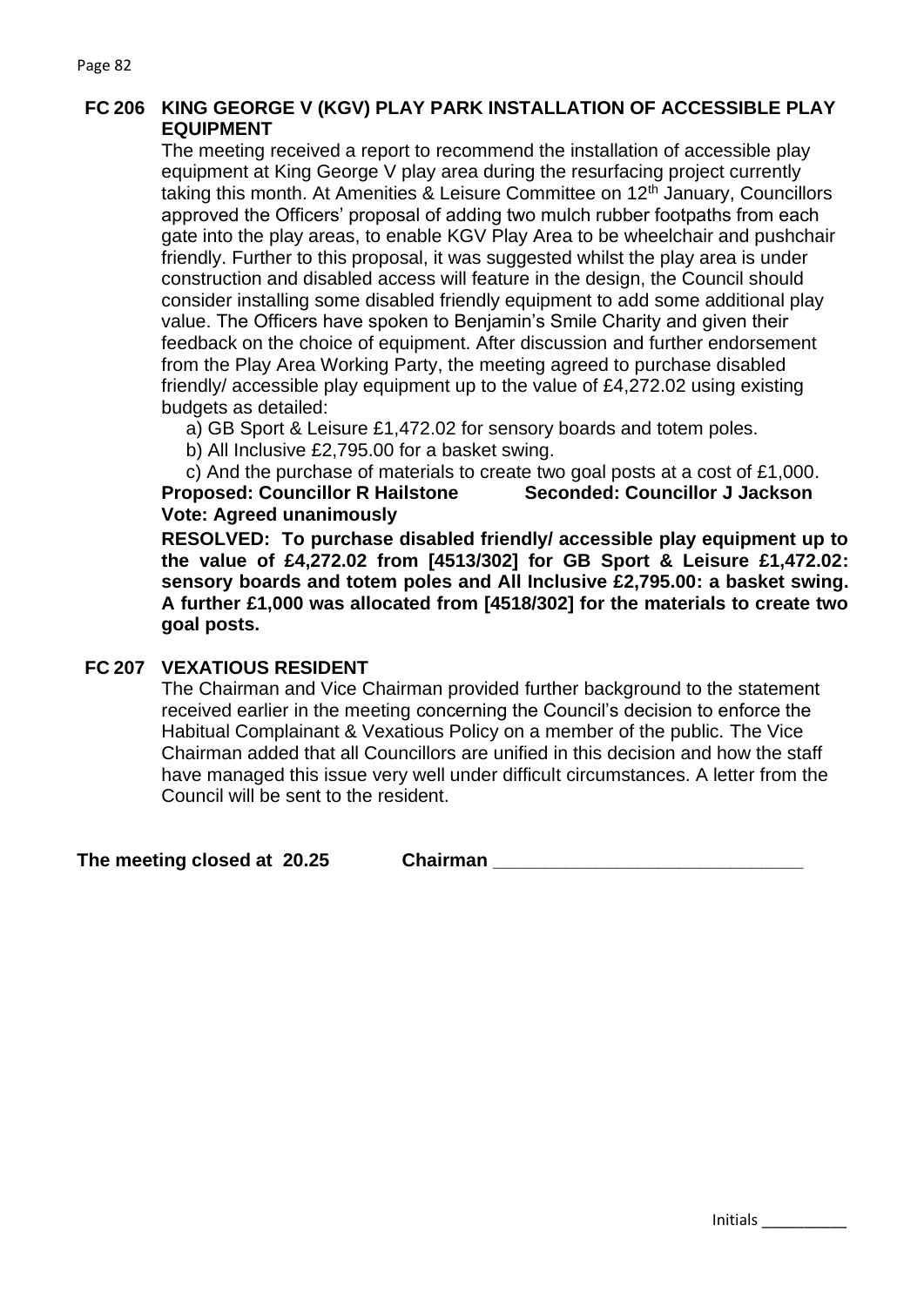## FC 206 KING GEORGE V (KGV) PLAY PARK INSTALLATION OF ACCESSIBLE PLAY EQUIPMENT

The meeting received a report to recommend the installation of accessible play equipment at King George V play area during the resurfacing project currently taking this month. At Amenities & Leisure Committee on 12th January, Councillors approved the Officers' proposal of adding two mulch rubber footpaths from each gate into the play areas, to enable KGV Play Area to be wheelchair and pushchair friendly. Further to this proposal, it was suggested whilst the play area is under construction and disabled access will feature in the design, the Council should consider installing some disabled friendly equipment to add some additional play value. The Officers have spoken to Benjamin's Smile Charity and given their feedback on the choice of equipment. After discussion and further endorsement from the Play Area Working Party, the meeting agreed to purchase disabled friendly/ accessible play equipment up to the value of £4,272.02 using existing budgets as detailed:

a) GB Sport & Leisure £1,472.02 for sensory boards and totem poles.

b) All Inclusive £2,795.00 for a basket swing.

c) And the purchase of materials to create two goal posts at a cost of £1,000.

**Proposed: Councillor R Hailstone** **Seconded: Councillor J Jackson**

**Vote: Agreed unanimously**

**RESOLVED: To purchase disabled friendly/ accessible play equipment up to the value of £4,272.02 from [4513/302] for GB Sport & Leisure £1,472.02: sensory boards and totem poles and All Inclusive £2,795.00: a basket swing. A further £1,000 was allocated from [4518/302] for the materials to create two goal posts.**

## FC 207 VEXATIOUS RESIDENT

The Chairman and Vice Chairman provided further background to the statement received earlier in the meeting concerning the Council's decision to enforce the Habitual Complainant & Vexatious Policy on a member of the public. The Vice Chairman added that all Councillors are unified in this decision and how the staff have managed this issue very well under difficult circumstances. A letter from the Council will be sent to the resident.

**The meeting closed at 20.25** **Chairman \_\_\_\_\_\_\_\_\_\_\_\_\_\_\_\_\_\_\_\_\_\_\_\_\_\_\_\_\_\_**

Initials \_\_\_\_\_\_\_\_\_\_